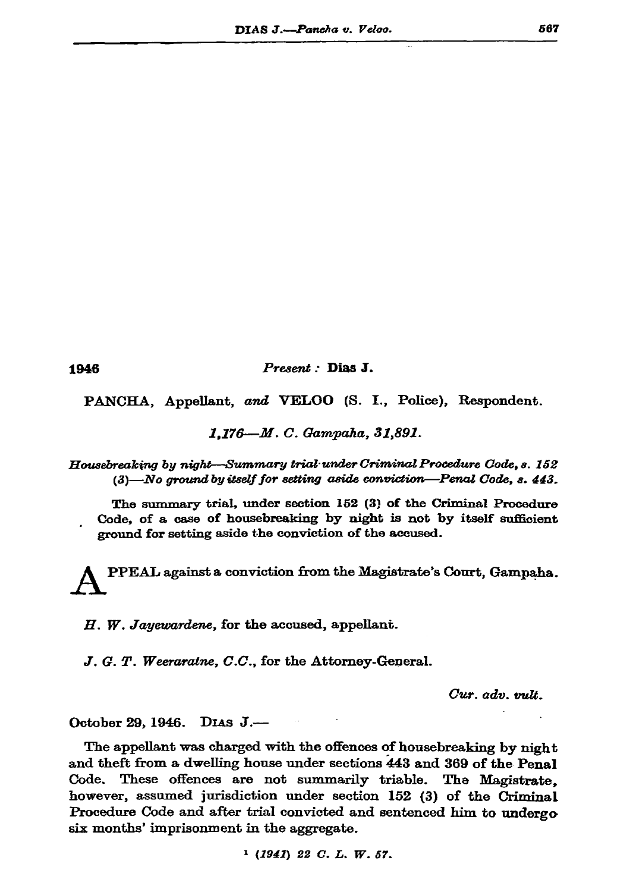1946 *Present :* **Dias J.**

PANCHA, Appellant, *and* VELOO (S. I., Police), Respondent.

*1,176—M. C. Gampaha, 31,891.*

*Housebreaking by night—Summary trial under Criminal Procedure Code, s. 152 (3)—No ground by itself for setting aside conviction—Penal Code, s. 443.*

The summary trial, under section 152 (3) of the Criminal Procedure Code, of a case of housebreaking by night is not by itself sufficient ground for setting aside the conviction of the accused.

APPEAL against a conviction from the Magistrate's Court, Gampaha.

*H. W. Jayewardene*, for the accused, appellant.

*J. G. T. Weeraratne, C.C.*, for the Attorney-General.

*Cur. adv. vult.*

October 29, 1946. Dias J.—

The appellant was charged with the offences of housebreaking by night and theft from a dwelling house under sections 443 and 369 of the Penal Code. These offences are not summarily triable. The Magistrate, however, assumed jurisdiction under section 152 (3) of the Criminal Procedure Code and after trial convicted and sentenced him to undergo six months' imprisonment in the aggregate.

[1] *(1941) 22 C. L. W. 57.*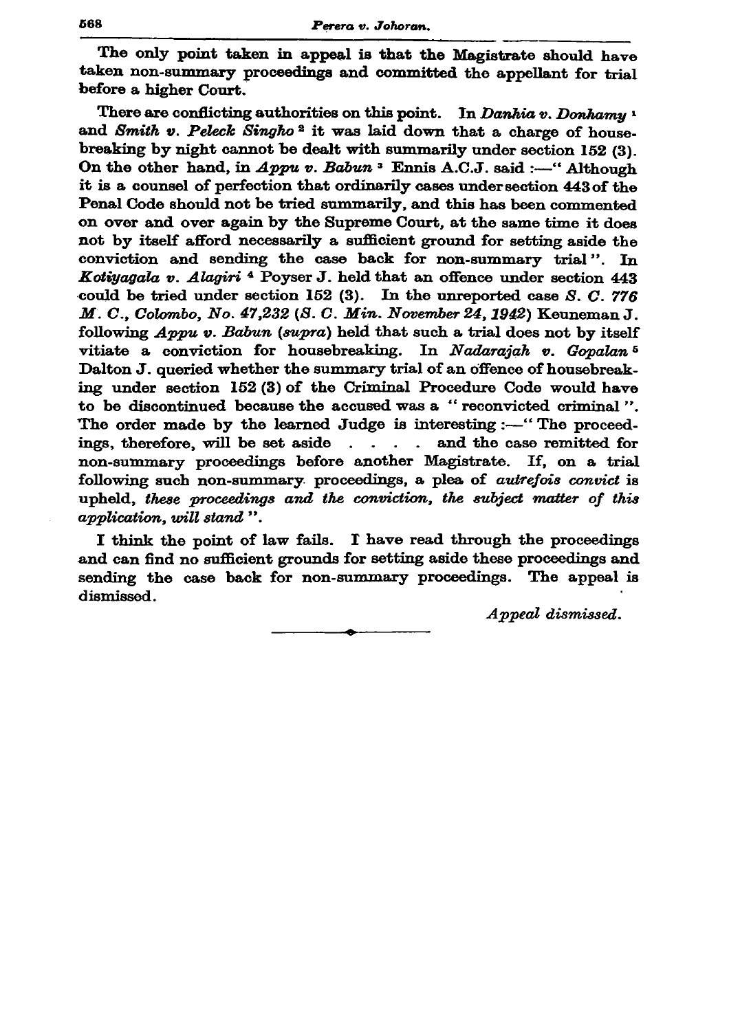The only point taken in appeal is that the Magistrate should have taken non-summary proceedings and committed the appellant for trial before a higher Court.

There are conflicting authorities on this point. In *Danhia v. Donhamy* [1] and *Smith v. Peleck Singho* [2] it was laid down that a charge of house-breaking by night cannot be dealt with summarily under section 152 (3). On the other hand, in *Appu v. Babun* [3] Ennis A.C.J. said :—" Although it is a counsel of perfection that ordinarily cases under section 443 of the Penal Code should not be tried summarily, and this has been commented on over and over again by the Supreme Court, at the same time it does not by itself afford necessarily a sufficient ground for setting aside the conviction and sending the case back for non-summary trial ". In *Kotiyagala v. Alagiri* [4] Poyser J. held that an offence under section 443 could be tried under section 152 (3). In the unreported case *S. C. 776 M. C., Colombo, No. 47,232 (S. C. Min. November 24, 1942)* Keuneman J. following *Appu v. Babun (supra)* held that such a trial does not by itself vitiate a conviction for housebreaking. In *Nadarajah v. Gopalan* [5] Dalton J. queried whether the summary trial of an offence of housebreaking under section 152 (3) of the Criminal Procedure Code would have to be discontinued because the accused was a " reconvicted criminal ". The order made by the learned Judge is interesting :—" The proceedings, therefore, will be set aside . . . . and the case remitted for non-summary proceedings before another Magistrate. If, on a trial following such non-summary proceedings, a plea of *autrefois convict* is upheld, *these proceedings and the conviction, the subject matter of this application, will stand* ".

I think the point of law fails. I have read through the proceedings and can find no sufficient grounds for setting aside these proceedings and sending the case back for non-summary proceedings. The appeal is dismissed.

*Appeal dismissed.*